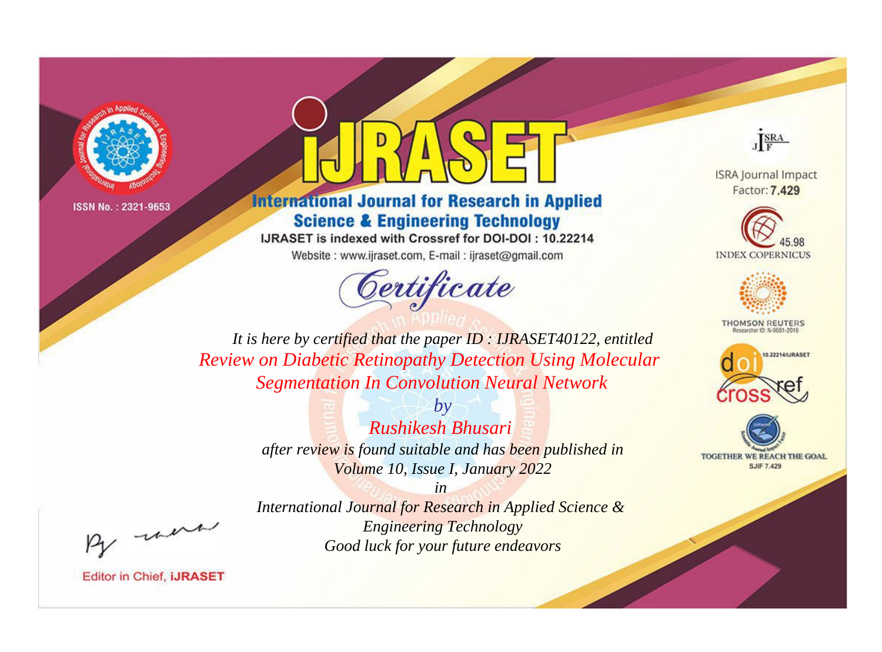ISSN No. : 2321-9653

# IJRASET

## International Journal for Research in Applied Science & Engineering Technology

IJRASET is indexed with Crossref for DOI-DOI : 10.22214

Website : www.ijraset.com, E-mail : ijraset@gmail.com

ISRA Journal Impact Factor: **7.429**

45.98 INDEX COPERNICUS

THOMSON REUTERS Researcher ID: N-9681-2016

10.22214/IJRASET

TOGETHER WE REACH THE GOAL SJIF 7.429

# *Certificate*

*It is here by certified that the paper ID : IJRASET40122, entitled*

*Review on Diabetic Retinopathy Detection Using Molecular Segmentation In Convolution Neural Network*

*by*

*Rushikesh Bhusari*

*after review is found suitable and has been published in*

*Volume 10, Issue I, January 2022*

*in*

*International Journal for Research in Applied Science & Engineering Technology*

*Good luck for your future endeavors*

Editor in Chief, **iJRASET**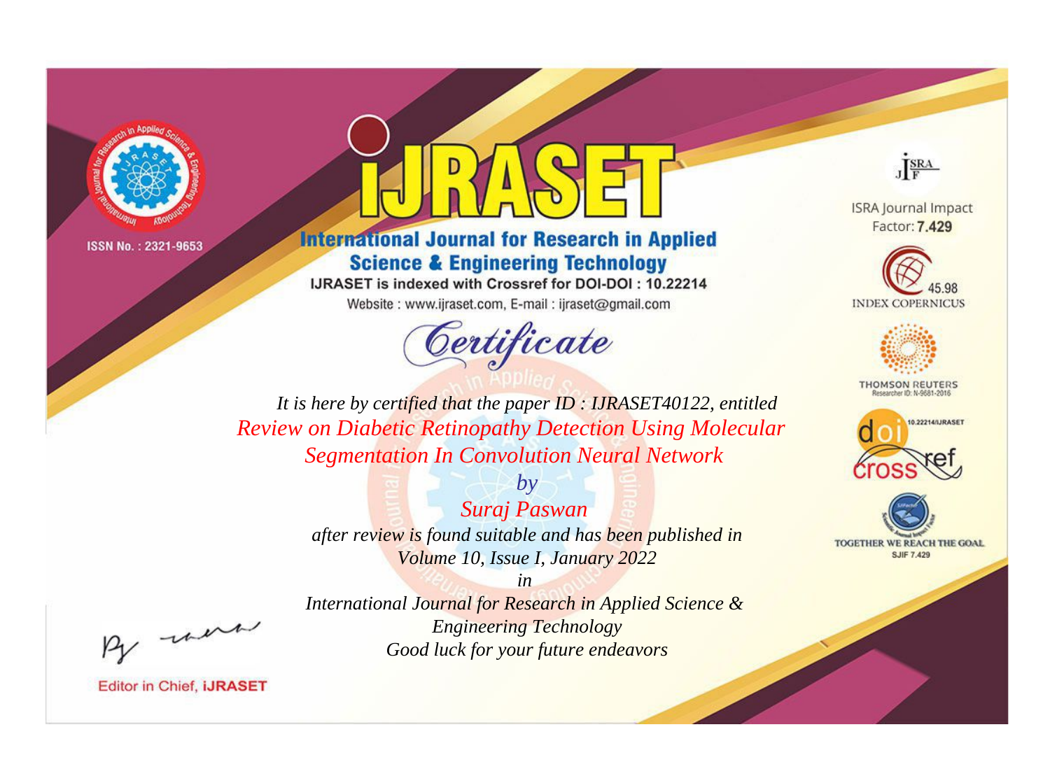ISSN No. : 2321-9653

# iJRASET

## International Journal for Research in Applied Science & Engineering Technology

IJRASET is indexed with Crossref for DOI-DOI : 10.22214

Website : www.ijraset.com, E-mail : ijraset@gmail.com

*Certificate*

*It is here by certified that the paper ID : IJRASET40122, entitled*

*Review on Diabetic Retinopathy Detection Using Molecular Segmentation In Convolution Neural Network*

*by*

*Suraj Paswan*

*after review is found suitable and has been published in*

*Volume 10, Issue I, January 2022*

*in*

*International Journal for Research in Applied Science & Engineering Technology*

*Good luck for your future endeavors*

ISRA Journal Impact Factor: **7.429**

45.98 INDEX COPERNICUS

THOMSON REUTERS Researcher ID: N-9681-2016

10.22214/IJRASET

TOGETHER WE REACH THE GOAL SJIF 7.429

Editor in Chief, iJRASET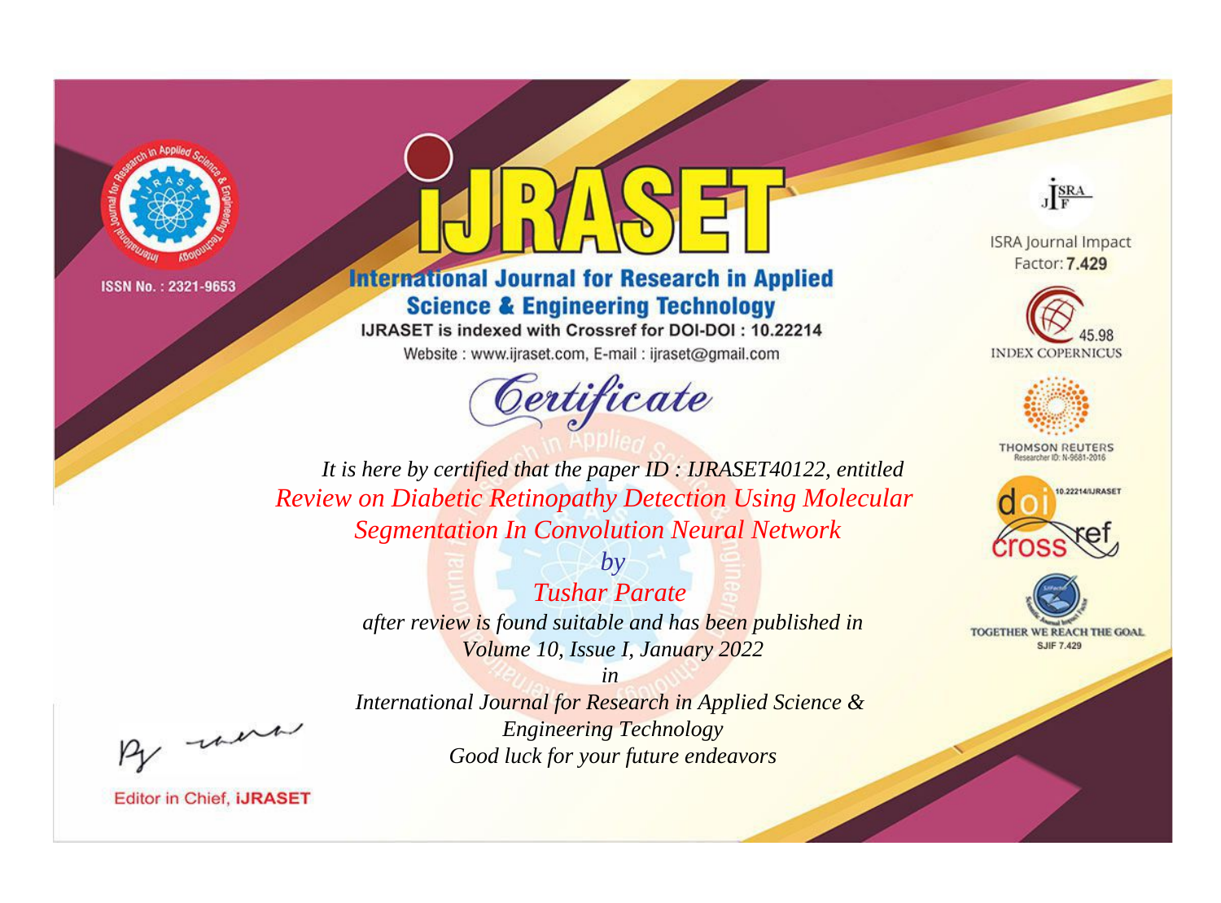ISSN No. : 2321-9653

# iJRASET

## International Journal for Research in Applied Science & Engineering Technology

IJRASET is indexed with Crossref for DOI-DOI : 10.22214

Website : www.ijraset.com, E-mail : ijraset@gmail.com

ISRA Journal Impact Factor: **7.429**

45.98 INDEX COPERNICUS

THOMSON REUTERS Researcher ID: N-9681-2016

10.22214/IJRASET

TOGETHER WE REACH THE GOAL SJIF 7.429

*Certificate*

*It is here by certified that the paper ID : IJRASET40122, entitled*

*Review on Diabetic Retinopathy Detection Using Molecular Segmentation In Convolution Neural Network*

*by*

*Tushar Parate*

*after review is found suitable and has been published in Volume 10, Issue I, January 2022*

*in*

*International Journal for Research in Applied Science & Engineering Technology*

*Good luck for your future endeavors*

Editor in Chief, iJRASET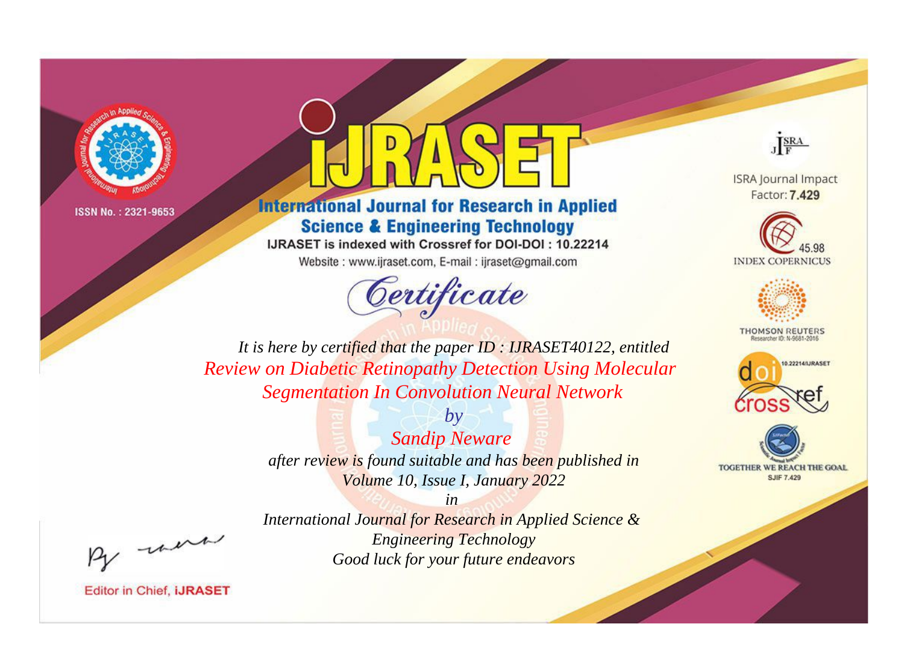ISSN No. : 2321-9653

# iJRASET

## International Journal for Research in Applied Science & Engineering Technology

IJRASET is indexed with Crossref for DOI-DOI : 10.22214

Website : www.ijraset.com, E-mail : ijraset@gmail.com

ISRA Journal Impact Factor: **7.429**

45.98 INDEX COPERNICUS

THOMSON REUTERS Researcher ID: N-9681-2016

10.22214/IJRASET

TOGETHER WE REACH THE GOAL SJIF 7.429

# *Certificate*

*It is here by certified that the paper ID : IJRASET40122, entitled*

*Review on Diabetic Retinopathy Detection Using Molecular Segmentation In Convolution Neural Network*

*by*

*Sandip Neware*

*after review is found suitable and has been published in*

*Volume 10, Issue I, January 2022*

*in*

*International Journal for Research in Applied Science & Engineering Technology*

*Good luck for your future endeavors*

Editor in Chief, **iJRASET**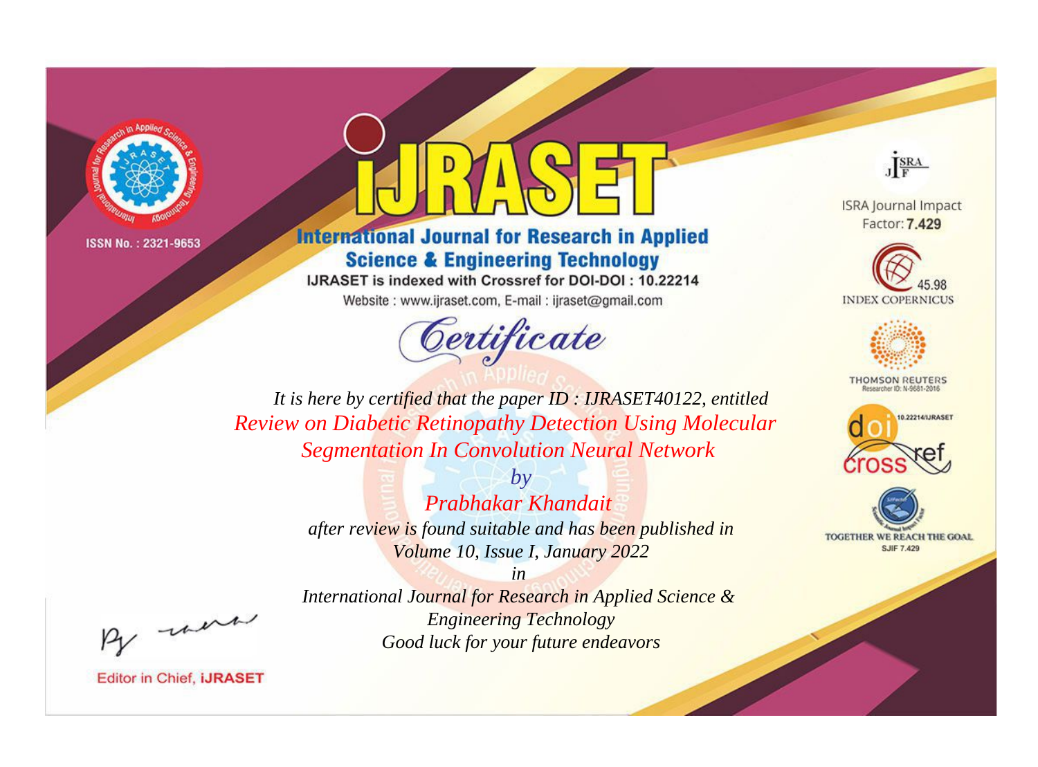ISSN No. : 2321-9653

# IJRASET

## International Journal for Research in Applied Science & Engineering Technology

IJRASET is indexed with Crossref for DOI-DOI : 10.22214

Website : www.ijraset.com, E-mail : ijraset@gmail.com

*Certificate*

*It is here by certified that the paper ID : IJRASET40122, entitled*

*Review on Diabetic Retinopathy Detection Using Molecular Segmentation In Convolution Neural Network*

*by*

*Prabhakar Khandait*

*after review is found suitable and has been published in*

*Volume 10, Issue I, January 2022*

*in*

*International Journal for Research in Applied Science & Engineering Technology*

*Good luck for your future endeavors*

ISRA Journal Impact Factor: **7.429**

45.98 INDEX COPERNICUS

THOMSON REUTERS Researcher ID: N-9681-2016

10.22214/IJRASET

TOGETHER WE REACH THE GOAL SJIF 7.429

Editor in Chief, **iJRASET**